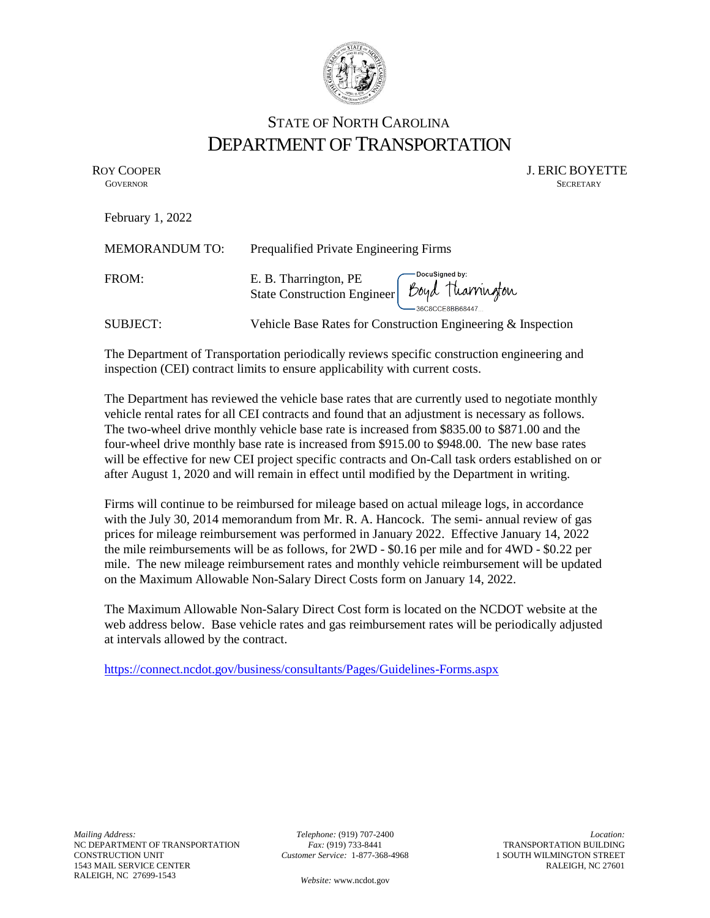# STATE OF NORTH CAROLINA
# DEPARTMENT OF TRANSPORTATION

ROY COOPER
GOVERNOR

J. ERIC BOYETTE
SECRETARY

February 1, 2022

MEMORANDUM TO: Prequalified Private Engineering Firms

FROM: E. B. Tharrington, PE
State Construction Engineer

DocuSigned by:
Boyd Tharrington
36C8CCE8BB68447...

SUBJECT: Vehicle Base Rates for Construction Engineering & Inspection

The Department of Transportation periodically reviews specific construction engineering and inspection (CEI) contract limits to ensure applicability with current costs.

The Department has reviewed the vehicle base rates that are currently used to negotiate monthly vehicle rental rates for all CEI contracts and found that an adjustment is necessary as follows. The two-wheel drive monthly vehicle base rate is increased from $835.00 to $871.00 and the four-wheel drive monthly base rate is increased from $915.00 to $948.00. The new base rates will be effective for new CEI project specific contracts and On-Call task orders established on or after August 1, 2020 and will remain in effect until modified by the Department in writing.

Firms will continue to be reimbursed for mileage based on actual mileage logs, in accordance with the July 30, 2014 memorandum from Mr. R. A. Hancock. The semi- annual review of gas prices for mileage reimbursement was performed in January 2022. Effective January 14, 2022 the mile reimbursements will be as follows, for 2WD - $0.16 per mile and for 4WD - $0.22 per mile. The new mileage reimbursement rates and monthly vehicle reimbursement will be updated on the Maximum Allowable Non-Salary Direct Costs form on January 14, 2022.

The Maximum Allowable Non-Salary Direct Cost form is located on the NCDOT website at the web address below. Base vehicle rates and gas reimbursement rates will be periodically adjusted at intervals allowed by the contract.

https://connect.ncdot.gov/business/consultants/Pages/Guidelines-Forms.aspx

*Mailing Address:*
NC DEPARTMENT OF TRANSPORTATION
CONSTRUCTION UNIT
1543 MAIL SERVICE CENTER
RALEIGH, NC 27699-1543

*Telephone:* (919) 707-2400
*Fax:* (919) 733-8441
*Customer Service:* 1-877-368-4968

*Website:* www.ncdot.gov

*Location:*
TRANSPORTATION BUILDING
1 SOUTH WILMINGTON STREET
RALEIGH, NC 27601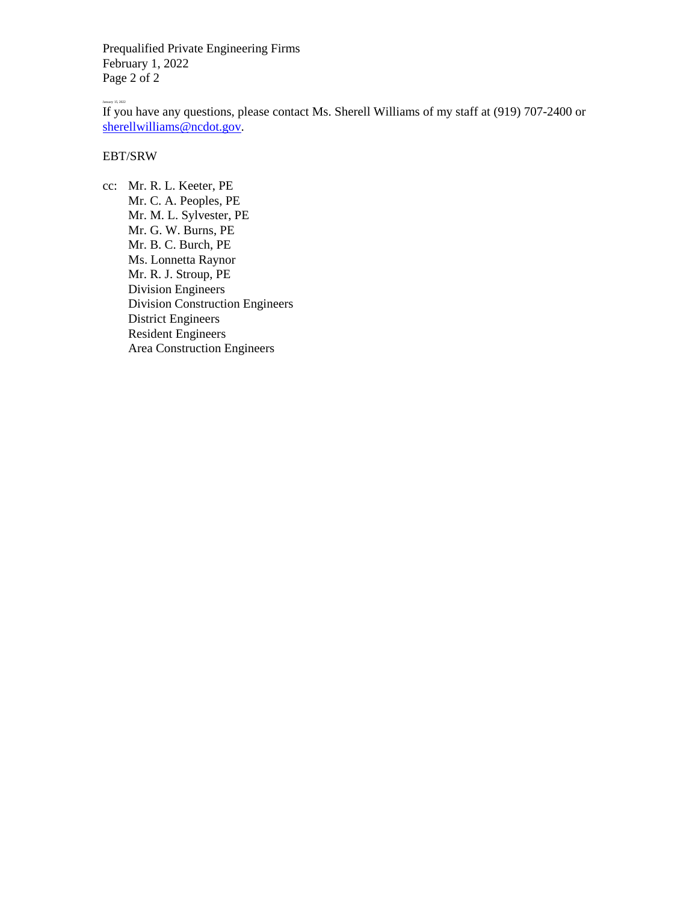January 15, 2022

If you have any questions, please contact Ms. Sherell Williams of my staff at (919) 707-2400 or sherellwilliams@ncdot.gov.

EBT/SRW

cc: Mr. R. L. Keeter, PE
Mr. C. A. Peoples, PE
Mr. M. L. Sylvester, PE
Mr. G. W. Burns, PE
Mr. B. C. Burch, PE
Ms. Lonnetta Raynor
Mr. R. J. Stroup, PE
Division Engineers
Division Construction Engineers
District Engineers
Resident Engineers
Area Construction Engineers